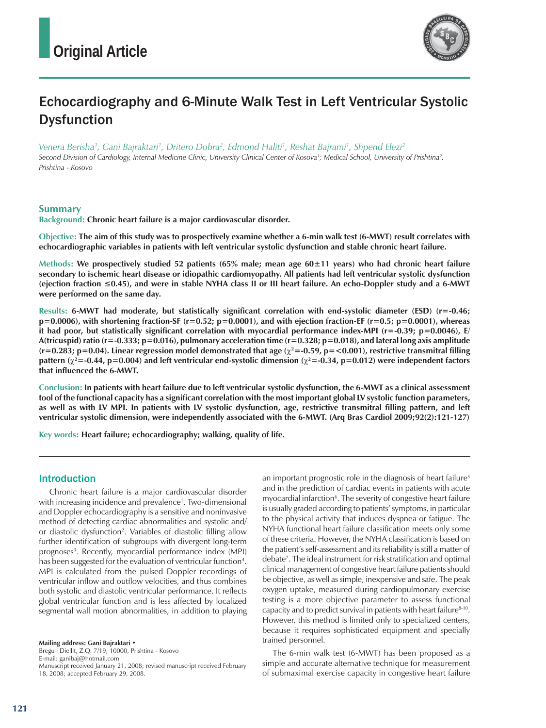# Original Article

# Echocardiography and 6-Minute Walk Test in Left Ventricular Systolic Dysfunction

*Venera Berisha[1], Gani Bajraktari[1], Dritero Dobra[2], Edmond Haliti[1], Reshat Bajrami[1], Shpend Elezi[2]*

*Second Division of Cardiology, Internal Medicine Clinic, University Clinical Center of Kosova[1]; Medical School, University of Prishtina[2], Prishtina - Kosovo*

## Summary

**Background:** **Chronic heart failure is a major cardiovascular disorder.**

**Objective:** **The aim of this study was to prospectively examine whether a 6-min walk test (6-MWT) result correlates with echocardiographic variables in patients with left ventricular systolic dysfunction and stable chronic heart failure.**

**Methods:** **We prospectively studied 52 patients (65% male; mean age 60±11 years) who had chronic heart failure secondary to ischemic heart disease or idiopathic cardiomyopathy. All patients had left ventricular systolic dysfunction (ejection fraction ≤0.45), and were in stable NYHA class II or III heart failure. An echo-Doppler study and a 6-MWT were performed on the same day.**

**Results:** **6-MWT had moderate, but statistically significant correlation with end-systolic diameter (ESD) (r=-0.46; p=0.0006), with shortening fraction-SF (r=0.52; p=0.0001), and with ejection fraction-EF (r=0.5; p=0.0001), whereas it had poor, but statistically significant correlation with myocardial performance index-MPI (r=-0.39; p=0.0046), E/A(tricuspid) ratio (r=-0.333; p=0.016), pulmonary acceleration time (r=0.328; p=0.018), and lateral long axis amplitude (r=0.283; p=0.04). Linear regression model demonstrated that age ($\chi^2$=-0.59, p=<0.001), restrictive transmitral filling pattern ($\chi^2$=-0.44, p=0.004) and left ventricular end-systolic dimension ($\chi^2$=-0.34, p=0.012) were independent factors that influenced the 6-MWT.**

**Conclusion:** **In patients with heart failure due to left ventricular systolic dysfunction, the 6-MWT as a clinical assessment tool of the functional capacity has a significant correlation with the most important global LV systolic function parameters, as well as with LV MPI. In patients with LV systolic dysfunction, age, restrictive transmitral filling pattern, and left ventricular systolic dimension, were independently associated with the 6-MWT. (Arq Bras Cardiol 2009;92(2):121-127)**

**Key words:** **Heart failure; echocardiography; walking, quality of life.**

## Introduction

Chronic heart failure is a major cardiovascular disorder with increasing incidence and prevalence[1]. Two-dimensional and Doppler echocardiography is a sensitive and noninvasive method of detecting cardiac abnormalities and systolic and/or diastolic dysfunction[2]. Variables of diastolic filling allow further identification of subgroups with divergent long-term prognoses[3]. Recently, myocardial performance index (MPI) has been suggested for the evaluation of ventricular function[4]. MPI is calculated from the pulsed Doppler recordings of ventricular inflow and outflow velocities, and thus combines both systolic and diastolic ventricular performance. It reflects global ventricular function and is less affected by localized segmental wall motion abnormalities, in addition to playing an important prognostic role in the diagnosis of heart failure[5] and in the prediction of cardiac events in patients with acute myocardial infarction[6]. The severity of congestive heart failure is usually graded according to patients' symptoms, in particular to the physical activity that induces dyspnea or fatigue. The NYHA functional heart failure classification meets only some of these criteria. However, the NYHA classification is based on the patient's self-assessment and its reliability is still a matter of debate[7]. The ideal instrument for risk stratification and optimal clinical management of congestive heart failure patients should be objective, as well as simple, inexpensive and safe. The peak oxygen uptake, measured during cardiopulmonary exercise testing is a more objective parameter to assess functional capacity and to predict survival in patients with heart failure[8-10]. However, this method is limited only to specialized centers, because it requires sophisticated equipment and specially trained personnel.

The 6-min walk test (6-MWT) has been proposed as a simple and accurate alternative technique for measurement of submaximal exercise capacity in congestive heart failure

**Mailing address: Gani Bajraktari •**
Bregu i Diellit, Z.Q. 7/19, 10000, Prishtina - Kosovo
E-mail: ganibaj@hotmail.com
Manuscript received January 21, 2008; revised manuscript received February 18, 2008; accepted February 29, 2008.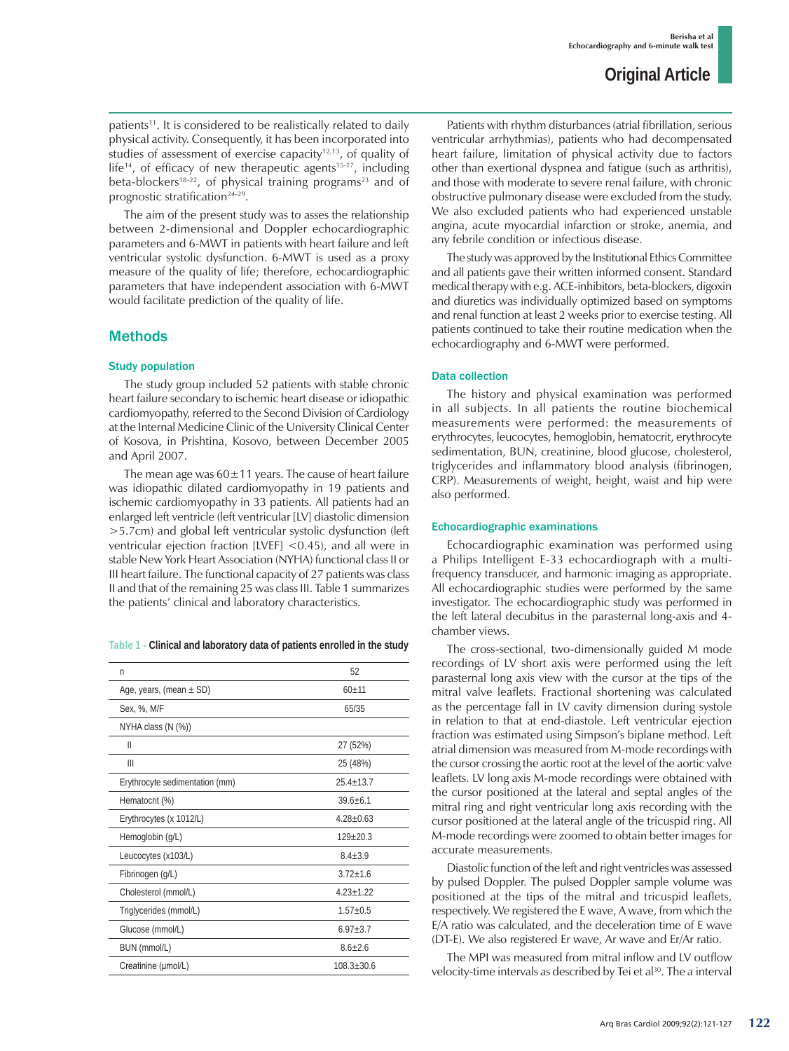patients[11]. It is considered to be realistically related to daily physical activity. Consequently, it has been incorporated into studies of assessment of exercise capacity[12,13], of quality of life[14], of efficacy of new therapeutic agents[15-17], including beta-blockers[18-22], of physical training programs[23] and of prognostic stratification[24-29].

The aim of the present study was to asses the relationship between 2-dimensional and Doppler echocardiographic parameters and 6-MWT in patients with heart failure and left ventricular systolic dysfunction. 6-MWT is used as a proxy measure of the quality of life; therefore, echocardiographic parameters that have independent association with 6-MWT would facilitate prediction of the quality of life.

## Methods

### Study population

The study group included 52 patients with stable chronic heart failure secondary to ischemic heart disease or idiopathic cardiomyopathy, referred to the Second Division of Cardiology at the Internal Medicine Clinic of the University Clinical Center of Kosova, in Prishtina, Kosovo, between December 2005 and April 2007.

The mean age was 60±11 years. The cause of heart failure was idiopathic dilated cardiomyopathy in 19 patients and ischemic cardiomyopathy in 33 patients. All patients had an enlarged left ventricle (left ventricular [LV] diastolic dimension >5.7cm) and global left ventricular systolic dysfunction (left ventricular ejection fraction [LVEF] <0.45), and all were in stable New York Heart Association (NYHA) functional class II or III heart failure. The functional capacity of 27 patients was class II and that of the remaining 25 was class III. Table 1 summarizes the patients' clinical and laboratory characteristics.

Table 1 - **Clinical and laboratory data of patients enrolled in the study**

| n | 52 |
|---|---|
| Age, years, (mean ± SD) | 60±11 |
| Sex, %, M/F | 65/35 |
| NYHA class (N (%)) | |
| II | 27 (52%) |
| III | 25 (48%) |
| Erythrocyte sedimentation (mm) | 25.4±13.7 |
| Hematocrit (%) | 39.6±6.1 |
| Erythrocytes (x 1012/L) | 4.28±0.63 |
| Hemoglobin (g/L) | 129±20.3 |
| Leucocytes (x103/L) | 8.4±3.9 |
| Fibrinogen (g/L) | 3.72±1.6 |
| Cholesterol (mmol/L) | 4.23±1.22 |
| Triglycerides (mmol/L) | 1.57±0.5 |
| Glucose (mmol/L) | 6.97±3.7 |
| BUN (mmol/L) | 8.6±2.6 |
| Creatinine (μmol/L) | 108.3±30.6 |

Patients with rhythm disturbances (atrial fibrillation, serious ventricular arrhythmias), patients who had decompensated heart failure, limitation of physical activity due to factors other than exertional dyspnea and fatigue (such as arthritis), and those with moderate to severe renal failure, with chronic obstructive pulmonary disease were excluded from the study. We also excluded patients who had experienced unstable angina, acute myocardial infarction or stroke, anemia, and any febrile condition or infectious disease.

The study was approved by the Institutional Ethics Committee and all patients gave their written informed consent. Standard medical therapy with e.g. ACE-inhibitors, beta-blockers, digoxin and diuretics was individually optimized based on symptoms and renal function at least 2 weeks prior to exercise testing. All patients continued to take their routine medication when the echocardiography and 6-MWT were performed.

### Data collection

The history and physical examination was performed in all subjects. In all patients the routine biochemical measurements were performed: the measurements of erythrocytes, leucocytes, hemoglobin, hematocrit, erythrocyte sedimentation, BUN, creatinine, blood glucose, cholesterol, triglycerides and inflammatory blood analysis (fibrinogen, CRP). Measurements of weight, height, waist and hip were also performed.

### Echocardiographic examinations

Echocardiographic examination was performed using a Philips Intelligent E-33 echocardiograph with a multi-frequency transducer, and harmonic imaging as appropriate. All echocardiographic studies were performed by the same investigator. The echocardiographic study was performed in the left lateral decubitus in the parasternal long-axis and 4-chamber views.

The cross-sectional, two-dimensionally guided M mode recordings of LV short axis were performed using the left parasternal long axis view with the cursor at the tips of the mitral valve leaflets. Fractional shortening was calculated as the percentage fall in LV cavity dimension during systole in relation to that at end-diastole. Left ventricular ejection fraction was estimated using Simpson's biplane method. Left atrial dimension was measured from M-mode recordings with the cursor crossing the aortic root at the level of the aortic valve leaflets. LV long axis M-mode recordings were obtained with the cursor positioned at the lateral and septal angles of the mitral ring and right ventricular long axis recording with the cursor positioned at the lateral angle of the tricuspid ring. All M-mode recordings were zoomed to obtain better images for accurate measurements.

Diastolic function of the left and right ventricles was assessed by pulsed Doppler. The pulsed Doppler sample volume was positioned at the tips of the mitral and tricuspid leaflets, respectively. We registered the E wave, A wave, from which the E/A ratio was calculated, and the deceleration time of E wave (DT-E). We also registered Er wave, Ar wave and Er/Ar ratio.

The MPI was measured from mitral inflow and LV outflow velocity-time intervals as described by Tei et al[30]. The *a* interval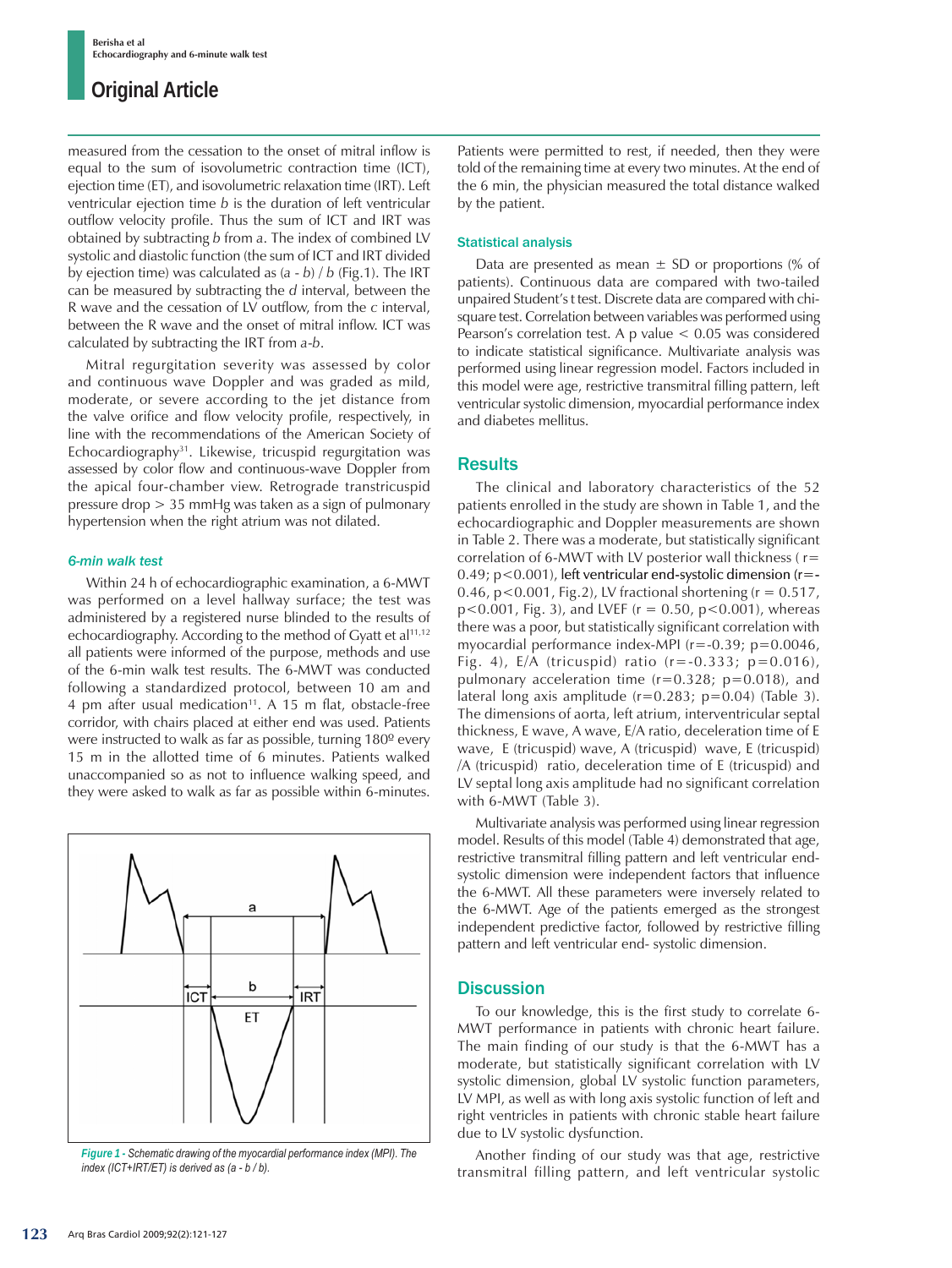measured from the cessation to the onset of mitral inflow is equal to the sum of isovolumetric contraction time (ICT), ejection time (ET), and isovolumetric relaxation time (IRT). Left ventricular ejection time *b* is the duration of left ventricular outflow velocity profile. Thus the sum of ICT and IRT was obtained by subtracting *b* from *a*. The index of combined LV systolic and diastolic function (the sum of ICT and IRT divided by ejection time) was calculated as $(a - b) / b$ (Fig.1). The IRT can be measured by subtracting the *d* interval, between the R wave and the cessation of LV outflow, from the *c* interval, between the R wave and the onset of mitral inflow. ICT was calculated by subtracting the IRT from *a*-*b*.

Mitral regurgitation severity was assessed by color and continuous wave Doppler and was graded as mild, moderate, or severe according to the jet distance from the valve orifice and flow velocity profile, respectively, in line with the recommendations of the American Society of Echocardiography[31]. Likewise, tricuspid regurgitation was assessed by color flow and continuous-wave Doppler from the apical four-chamber view. Retrograde transtricuspid pressure drop > 35 mmHg was taken as a sign of pulmonary hypertension when the right atrium was not dilated.

#### *6-min walk test*

Within 24 h of echocardiographic examination, a 6-MWT was performed on a level hallway surface; the test was administered by a registered nurse blinded to the results of echocardiography. According to the method of Gyatt et al[11,12] all patients were informed of the purpose, methods and use of the 6-min walk test results. The 6-MWT was conducted following a standardized protocol, between 10 am and 4 pm after usual medication[11]. A 15 m flat, obstacle-free corridor, with chairs placed at either end was used. Patients were instructed to walk as far as possible, turning 180º every 15 m in the allotted time of 6 minutes. Patients walked unaccompanied so as not to influence walking speed, and they were asked to walk as far as possible within 6-minutes. Patients were permitted to rest, if needed, then they were told of the remaining time at every two minutes. At the end of the 6 min, the physician measured the total distance walked by the patient.

*Figure 1 - Schematic drawing of the myocardial performance index (MPI). The index (ICT+IRT/ET) is derived as (a - b / b).*

#### Statistical analysis

Data are presented as mean ± SD or proportions (% of patients). Continuous data are compared with two-tailed unpaired Student's t test. Discrete data are compared with chi-square test. Correlation between variables was performed using Pearson's correlation test. A p value < 0.05 was considered to indicate statistical significance. Multivariate analysis was performed using linear regression model. Factors included in this model were age, restrictive transmitral filling pattern, left ventricular systolic dimension, myocardial performance index and diabetes mellitus.

## Results

The clinical and laboratory characteristics of the 52 patients enrolled in the study are shown in Table 1, and the echocardiographic and Doppler measurements are shown in Table 2. There was a moderate, but statistically significant correlation of 6-MWT with LV posterior wall thickness ( $r = 0.49$; $p<0.001$), left ventricular end-systolic dimension ($r=-0.46$, $p<0.001$, Fig.2), LV fractional shortening ($r = 0.517$, $p<0.001$, Fig. 3), and LVEF ($r = 0.50$, $p<0.001$), whereas there was a poor, but statistically significant correlation with myocardial performance index-MPI ($r=-0.39$; $p=0.0046$, Fig. 4), E/A (tricuspid) ratio ($r=-0.333$; $p=0.016$), pulmonary acceleration time ($r=0.328$; $p=0.018$), and lateral long axis amplitude ($r=0.283$; $p=0.04$) (Table 3). The dimensions of aorta, left atrium, interventricular septal thickness, E wave, A wave, E/A ratio, deceleration time of E wave, E (tricuspid) wave, A (tricuspid) wave, E (tricuspid) /A (tricuspid) ratio, deceleration time of E (tricuspid) and LV septal long axis amplitude had no significant correlation with 6-MWT (Table 3).

Multivariate analysis was performed using linear regression model. Results of this model (Table 4) demonstrated that age, restrictive transmitral filling pattern and left ventricular end-systolic dimension were independent factors that influence the 6-MWT. All these parameters were inversely related to the 6-MWT. Age of the patients emerged as the strongest independent predictive factor, followed by restrictive filling pattern and left ventricular end- systolic dimension.

## Discussion

To our knowledge, this is the first study to correlate 6-MWT performance in patients with chronic heart failure. The main finding of our study is that the 6-MWT has a moderate, but statistically significant correlation with LV systolic dimension, global LV systolic function parameters, LV MPI, as well as with long axis systolic function of left and right ventricles in patients with chronic stable heart failure due to LV systolic dysfunction.

Another finding of our study was that age, restrictive transmitral filling pattern, and left ventricular systolic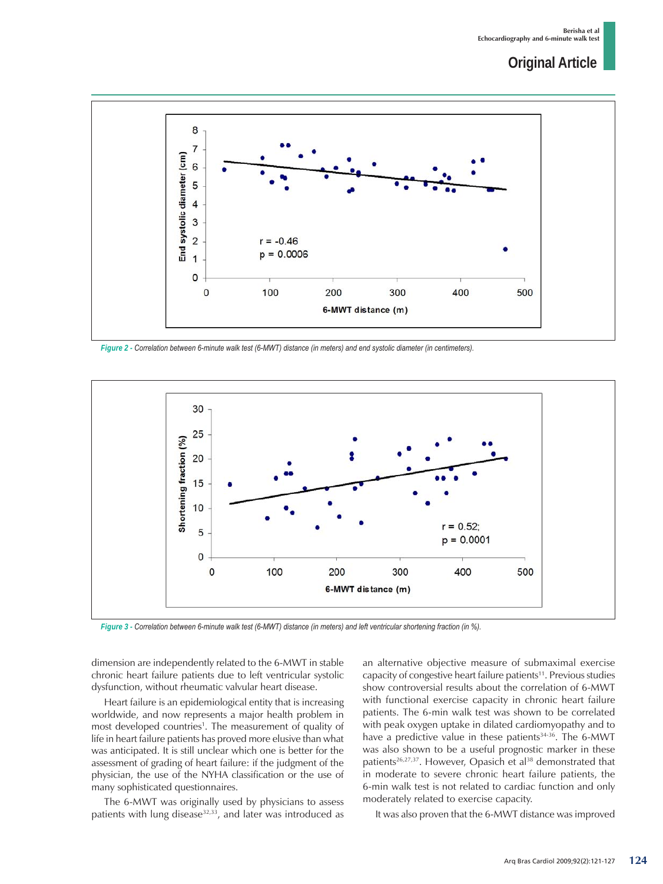*Figure 2 - Correlation between 6-minute walk test (6-MWT) distance (in meters) and end systolic diameter (in centimeters).*

*Figure 3 - Correlation between 6-minute walk test (6-MWT) distance (in meters) and left ventricular shortening fraction (in %).*

dimension are independently related to the 6-MWT in stable chronic heart failure patients due to left ventricular systolic dysfunction, without rheumatic valvular heart disease.

Heart failure is an epidemiological entity that is increasing worldwide, and now represents a major health problem in most developed countries[1]. The measurement of quality of life in heart failure patients has proved more elusive than what was anticipated. It is still unclear which one is better for the assessment of grading of heart failure: if the judgment of the physician, the use of the NYHA classification or the use of many sophisticated questionnaires.

The 6-MWT was originally used by physicians to assess patients with lung disease[32,33], and later was introduced as an alternative objective measure of submaximal exercise capacity of congestive heart failure patients[11]. Previous studies show controversial results about the correlation of 6-MWT with functional exercise capacity in chronic heart failure patients. The 6-min walk test was shown to be correlated with peak oxygen uptake in dilated cardiomyopathy and to have a predictive value in these patients[34-36]. The 6-MWT was also shown to be a useful prognostic marker in these patients[26,27,37]. However, Opasich et al[38] demonstrated that in moderate to severe chronic heart failure patients, the 6-min walk test is not related to cardiac function and only moderately related to exercise capacity.

It was also proven that the 6-MWT distance was improved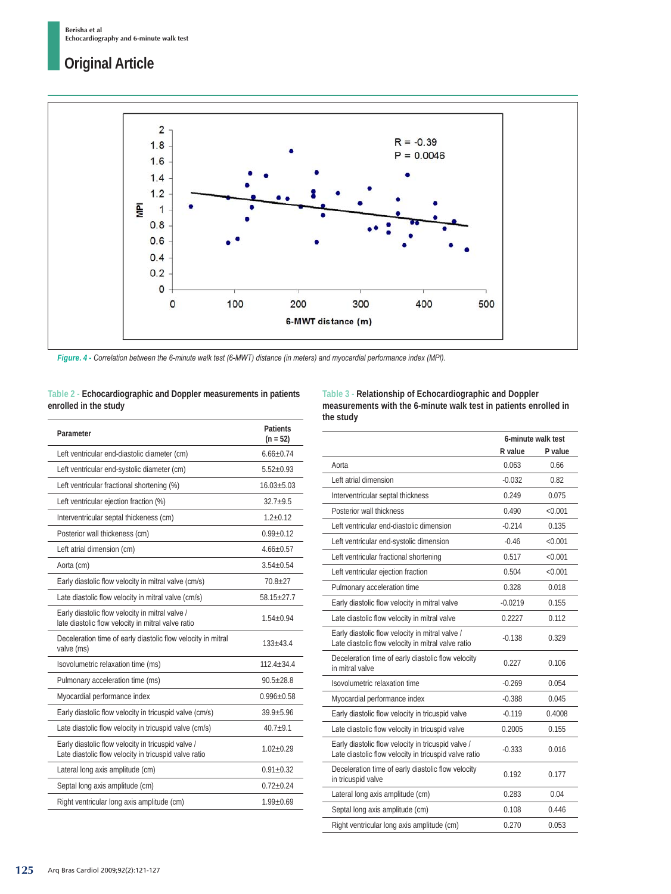Figure. 4 - Correlation between the 6-minute walk test (6-MWT) distance (in meters) and myocardial performance index (MPI).

Table 2 - **Echocardiographic and Doppler measurements in patients enrolled in the study**

| Parameter | Patients (n = 52) |
|---|---|
| Left ventricular end-diastolic diameter (cm) | 6.66±0.74 |
| Left ventricular end-systolic diameter (cm) | 5.52±0.93 |
| Left ventricular fractional shortening (%) | 16.03±5.03 |
| Left ventricular ejection fraction (%) | 32.7±9.5 |
| Interventricular septal thickeness (cm) | 1.2±0.12 |
| Posterior wall thickeness (cm) | 0.99±0.12 |
| Left atrial dimension (cm) | 4.66±0.57 |
| Aorta (cm) | 3.54±0.54 |
| Early diastolic flow velocity in mitral valve (cm/s) | 70.8±27 |
| Late diastolic flow velocity in mitral valve (cm/s) | 58.15±27.7 |
| Early diastolic flow velocity in mitral valve / late diastolic flow velocity in mitral valve ratio | 1.54±0.94 |
| Deceleration time of early diastolic flow velocity in mitral valve (ms) | 133±43.4 |
| Isovolumetric relaxation time (ms) | 112.4±34.4 |
| Pulmonary acceleration time (ms) | 90.5±28.8 |
| Myocardial performance index | 0.996±0.58 |
| Early diastolic flow velocity in tricuspid valve (cm/s) | 39.9±5.96 |
| Late diastolic flow velocity in tricuspid valve (cm/s) | 40.7±9.1 |
| Early diastolic flow velocity in tricuspid valve / Late diastolic flow velocity in tricuspid valve ratio | 1.02±0.29 |
| Lateral long axis amplitude (cm) | 0.91±0.32 |
| Septal long axis amplitude (cm) | 0.72±0.24 |
| Right ventricular long axis amplitude (cm) | 1.99±0.69 |

Table 3 - **Relationship of Echocardiographic and Doppler measurements with the 6-minute walk test in patients enrolled in the study**

| | 6-minute walk test | |
|---|---|---|
| | R value | P value |
| Aorta | 0.063 | 0.66 |
| Left atrial dimension | -0.032 | 0.82 |
| Interventricular septal thickness | 0.249 | 0.075 |
| Posterior wall thickness | 0.490 | <0.001 |
| Left ventricular end-diastolic dimension | -0.214 | 0.135 |
| Left ventricular end-systolic dimension | -0.46 | <0.001 |
| Left ventricular fractional shortening | 0.517 | <0.001 |
| Left ventricular ejection fraction | 0.504 | <0.001 |
| Pulmonary acceleration time | 0.328 | 0.018 |
| Early diastolic flow velocity in mitral valve | -0.0219 | 0.155 |
| Late diastolic flow velocity in mitral valve | 0.2227 | 0.112 |
| Early diastolic flow velocity in mitral valve / Late diastolic flow velocity in mitral valve ratio | -0.138 | 0.329 |
| Deceleration time of early diastolic flow velocity in mitral valve | 0.227 | 0.106 |
| Isovolumetric relaxation time | -0.269 | 0.054 |
| Myocardial performance index | -0.388 | 0.045 |
| Early diastolic flow velocity in tricuspid valve | -0.119 | 0.4008 |
| Late diastolic flow velocity in tricuspid valve | 0.2005 | 0.155 |
| Early diastolic flow velocity in tricuspid valve / Late diastolic flow velocity in tricuspid valve ratio | -0.333 | 0.016 |
| Deceleration time of early diastolic flow velocity in tricuspid valve | 0.192 | 0.177 |
| Lateral long axis amplitude (cm) | 0.283 | 0.04 |
| Septal long axis amplitude (cm) | 0.108 | 0.446 |
| Right ventricular long axis amplitude (cm) | 0.270 | 0.053 |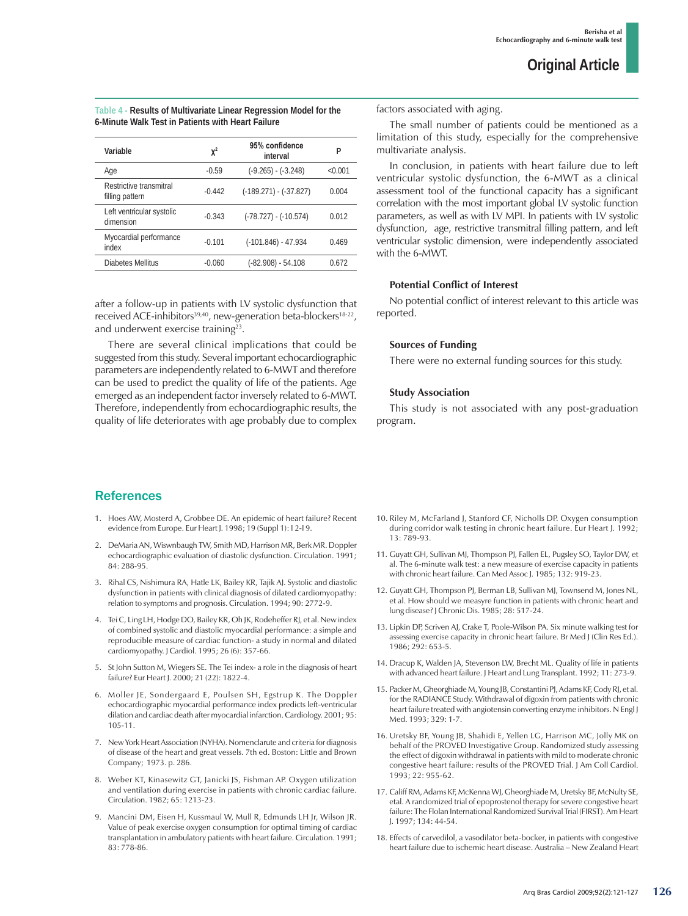**Table 4 - Results of Multivariate Linear Regression Model for the 6-Minute Walk Test in Patients with Heart Failure**

| Variable | $\chi^2$ | 95% confidence interval | P |
|---|---|---|---|
| Age | -0.59 | (-9.265) - (-3.248) | <0.001 |
| Restrictive transmitral filling pattern | -0.442 | (-189.271) - (-37.827) | 0.004 |
| Left ventricular systolic dimension | -0.343 | (-78.727) - (-10.574) | 0.012 |
| Myocardial performance index | -0.101 | (-101.846) - 47.934 | 0.469 |
| Diabetes Mellitus | -0.060 | (-82.908) - 54.108 | 0.672 |

after a follow-up in patients with LV systolic dysfunction that received ACE-inhibitors[39,40], new-generation beta-blockers[18-22], and underwent exercise training[23].

There are several clinical implications that could be suggested from this study. Several important echocardiographic parameters are independently related to 6-MWT and therefore can be used to predict the quality of life of the patients. Age emerged as an independent factor inversely related to 6-MWT. Therefore, independently from echocardiographic results, the quality of life deteriorates with age probably due to complex factors associated with aging.

The small number of patients could be mentioned as a limitation of this study, especially for the comprehensive multivariate analysis.

In conclusion, in patients with heart failure due to left ventricular systolic dysfunction, the 6-MWT as a clinical assessment tool of the functional capacity has a significant correlation with the most important global LV systolic function parameters, as well as with LV MPI. In patients with LV systolic dysfunction, age, restrictive transmitral filling pattern, and left ventricular systolic dimension, were independently associated with the 6-MWT.

### Potential Conflict of Interest

No potential conflict of interest relevant to this article was reported.

### Sources of Funding

There were no external funding sources for this study.

### Study Association

This study is not associated with any post-graduation program.

## References

1. Hoes AW, Mosterd A, Grobbee DE. An epidemic of heart failure? Recent evidence from Europe. Eur Heart J. 1998; 19 (Suppl 1): I2-I9.
2. DeMaria AN, Wiswnbaugh TW, Smith MD, Harrison MR, Berk MR. Doppler echocardiographic evaluation of diastolic dysfunction. Circulation. 1991; 84: 288-95.
3. Rihal CS, Nishimura RA, Hatle LK, Bailey KR, Tajik AJ. Systolic and diastolic dysfunction in patients with clinical diagnosis of dilated cardiomyopathy: relation to symptoms and prognosis. Circulation. 1994; 90: 2772-9.
4. Tei C, Ling LH, Hodge DO, Bailey KR, Oh JK, Rodeheffer RJ, et al. New index of combined systolic and diastolic myocardial performance: a simple and reproducible measure of cardiac function- a study in normal and dilated cardiomyopathy. J Cardiol. 1995; 26 (6): 357-66.
5. St John Sutton M, Wiegers SE. The Tei index- a role in the diagnosis of heart failure? Eur Heart J. 2000; 21 (22): 1822-4.
6. Moller JE, Sondergaard E, Poulsen SH, Egstrup K. The Doppler echocardiographic myocardial performance index predicts left-ventricular dilation and cardiac death after myocardial infarction. Cardiology. 2001; 95: 105-11.
7. New York Heart Association (NYHA). Nomenclarute and criteria for diagnosis of disease of the heart and great vessels. 7th ed. Boston: Little and Brown Company; 1973. p. 286.
8. Weber KT, Kinasewitz GT, Janicki JS, Fishman AP. Oxygen utilization and ventilation during exercise in patients with chronic cardiac failure. Circulation. 1982; 65: 1213-23.
9. Mancini DM, Eisen H, Kussmaul W, Mull R, Edmunds LH Jr, Wilson JR. Value of peak exercise oxygen consumption for optimal timing of cardiac transplantation in ambulatory patients with heart failure. Circulation. 1991; 83: 778-86.
10. Riley M, McFarland J, Stanford CF, Nicholls DP. Oxygen consumption during corridor walk testing in chronic heart failure. Eur Heart J. 1992; 13: 789-93.
11. Guyatt GH, Sullivan MJ, Thompson PJ, Fallen EL, Pugsley SO, Taylor DW, et al. The 6-minute walk test: a new measure of exercise capacity in patients with chronic heart failure. Can Med Assoc J. 1985; 132: 919-23.
12. Guyatt GH, Thompson PJ, Berman LB, Sullivan MJ, Townsend M, Jones NL, et al. How should we measyre function in patients with chronic heart and lung disease? J Chronic Dis. 1985; 28: 517-24.
13. Lipkin DP, Scriven AJ, Crake T, Poole-Wilson PA. Six minute walking test for assessing exercise capacity in chronic heart failure. Br Med J (Clin Res Ed.). 1986; 292: 653-5.
14. Dracup K, Walden JA, Stevenson LW, Brecht ML. Quality of life in patients with advanced heart failure. J Heart and Lung Transplant. 1992; 11: 273-9.
15. Packer M, Gheorghiade M, Young JB, Constantini PJ, Adams KF, Cody RJ, et al. for the RADIANCE Study. Withdrawal of digoxin from patients with chronic heart failure treated with angiotensin converting enzyme inhibitors. N Engl J Med. 1993; 329: 1-7.
16. Uretsky BF, Young JB, Shahidi E, Yellen LG, Harrison MC, Jolly MK on behalf of the PROVED Investigative Group. Randomized study assessing the effect of digoxin withdrawal in patients with mild to moderate chronic congestive heart failure: results of the PROVED Trial. J Am Coll Cardiol. 1993; 22: 955-62.
17. Califf RM, Adams KF, McKenna WJ, Gheorghiade M, Uretsky BF, McNulty SE, etal. A randomized trial of epoprostenol therapy for severe congestive heart failure: The Flolan International Randomized Survival Trial (FIRST). Am Heart J. 1997; 134: 44-54.
18. Effects of carvedilol, a vasodilator beta-bocker, in patients with congestive heart failure due to ischemic heart disease. Australia – New Zealand Heart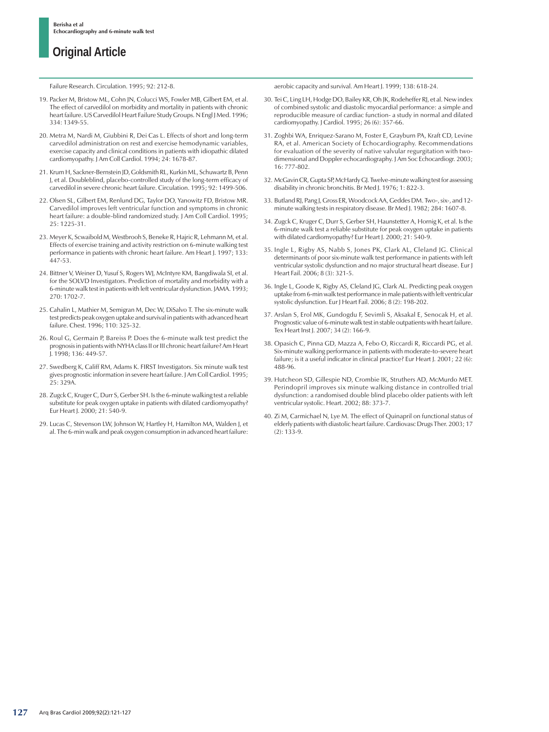Failure Research. Circulation. 1995; 92: 212-8.

19. Packer M, Bristow ML, Cohn JN, Colucci WS, Fowler MB, Gilbert EM, et al. The effect of carvedilol on morbidity and mortality in patients with chronic heart failure. US Carvedilol Heart Failure Study Groups. N Engl J Med. 1996; 334: 1349-55.

20. Metra M, Nardi M, Giubbini R, Dei Cas L. Effects of short and long-term carvedilol administration on rest and exercise hemodynamic variables, exercise capacity and clinical conditions in patients with idiopathic dilated cardiomyopathy. J Am Coll Cardiol. 1994; 24: 1678-87.

21. Krum H, Sackner-Bernstein JD, Goldsmith RL, Kurkin ML, Schuwartz B, Penn J, et al. Doubleblind, placebo-controlled study of the long-term efficacy of carvedilol in severe chronic heart failure. Circulation. 1995; 92: 1499-506.

22. Olsen SL, Gilbert EM, Renlund DG, Taylor DO, Yanowitz FD, Bristow MR. Carvedilol improves left ventricular function and symptoms in chronic heart failure: a double-blind randomized study. J Am Coll Cardiol. 1995; 25: 1225-31.

23. Meyer K, Scwaibold M, Westbrooh S, Beneke R, Hajric R, Lehmann M, et al. Effects of exercise training and activity restriction on 6-minute walking test performance in patients with chronic heart failure. Am Heart J. 1997; 133: 447-53.

24. Bittner V, Weiner D, Yusuf S, Rogers WJ, McIntyre KM, Bangdiwala SI, et al. for the SOLVD Investigators. Prediction of mortality and morbidity with a 6-minute walk test in patients with left ventricular dysfunction. JAMA. 1993; 270: 1702-7.

25. Cahalin L, Mathier M, Semigran M, Dec W, DiSalvo T. The six-minute walk test predicts peak oxygen uptake and survival in patients with advanced heart failure. Chest. 1996; 110: 325-32.

26. Roul G, Germain P, Bareiss P. Does the 6-minute walk test predict the prognosis in patients with NYHA class II or III chronic heart failure? Am Heart J. 1998; 136: 449-57.

27. Swedberg K, Califf RM, Adams K. FIRST Investigators. Six minute walk test gives prognostic information in severe heart failure. J Am Coll Cardiol. 1995; 25: 329A.

28. Zugck C, Kruger C, Durr S, Gerber SH. Is the 6-minute walking test a reliable substitute for peak oxygen uptake in patients with dilated cardiomyopathy? Eur Heart J. 2000; 21: 540-9.

29. Lucas C, Stevenson LW, Johnson W, Hartley H, Hamilton MA, Walden J, et al. The 6-min walk and peak oxygen consumption in advanced heart failure: aerobic capacity and survival. Am Heart J. 1999; 138: 618-24.

30. Tei C, Ling LH, Hodge DO, Bailey KR, Oh JK, Rodeheffer RJ, et al. New index of combined systolic and diastolic myocardial performance: a simple and reproducible measure of cardiac function- a study in normal and dilated cardiomyopathy. J Cardiol. 1995; 26 (6): 357-66.

31. Zoghbi WA, Enriquez-Sarano M, Foster E, Grayburn PA, Kraft CD, Levine RA, et al. American Society of Echocardiography. Recommendations for evaluation of the severity of native valvular regurgitation with two-dimensional and Doppler echocardiography. J Am Soc Echocardiogr. 2003; 16: 777-802.

32. McGavin CR, Gupta SP, McHardy GJ. Twelve-minute walking test for assessing disability in chronic bronchitis. Br Med J. 1976; 1: 822-3.

33. Butland RJ, Pang J, Gross ER, Woodcock AA, Geddes DM. Two-, six-, and 12-minute walking tests in respiratory disease. Br Med J. 1982; 284: 1607-8.

34. Zugck C, Kruger C, Durr S, Gerber SH, Haunstetter A, Hornig K, et al. Is the 6-minute walk test a reliable substitute for peak oxygen uptake in patients with dilated cardiomyopathy? Eur Heart J. 2000; 21: 540-9.

35. Ingle L, Rigby AS, Nabb S, Jones PK, Clark AL, Cleland JG. Clinical determinants of poor six-minute walk test performance in patients with left ventricular systolic dysfunction and no major structural heart disease. Eur J Heart Fail. 2006; 8 (3): 321-5.

36. Ingle L, Goode K, Rigby AS, Cleland JG, Clark AL. Predicting peak oxygen uptake from 6-min walk test performance in male patients with left ventricular systolic dysfunction. Eur J Heart Fail. 2006; 8 (2): 198-202.

37. Arslan S, Erol MK, Gundogdu F, Sevimli S, Aksakal E, Senocak H, et al. Prognostic value of 6-minute walk test in stable outpatients with heart failure. Tex Heart Inst J. 2007; 34 (2): 166-9.

38. Opasich C, Pinna GD, Mazza A, Febo O, Riccardi R, Riccardi PG, et al. Six-minute walking performance in patients with moderate-to-severe heart failure; is it a useful indicator in clinical practice? Eur Heart J. 2001; 22 (6): 488-96.

39. Hutcheon SD, Gillespie ND, Crombie IK, Struthers AD, McMurdo MET. Perindopril improves six minute walking distance in controlled trial dysfunction: a randomised double blind placebo older patients with left ventricular systolic. Heart. 2002; 88: 373-7.

40. Zi M, Carmichael N, Lye M. The effect of Quinapril on functional status of elderly patients with diastolic heart failure. Cardiovasc Drugs Ther. 2003; 17 (2): 133-9.